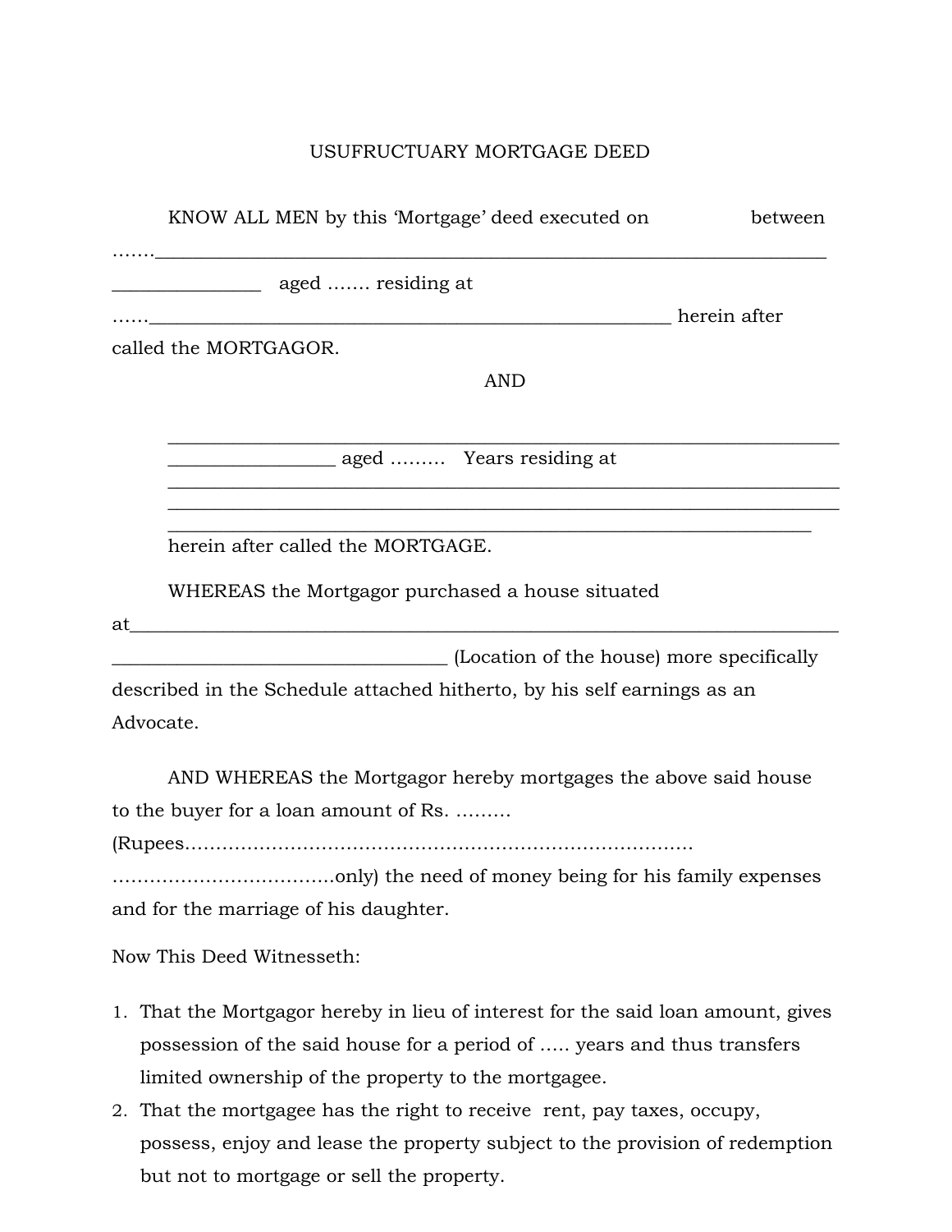# USUFRUCTUARY MORTGAGE DEED

KNOW ALL MEN by this 'Mortgage' deed executed on                between …….________________________________________________________________________ ________________ aged ……. residing at ……__________________________________________________________ herein after called the MORTGAGOR.

AND

________________________________________________________________________ _________________ aged ……… Years residing at ________________________________________________________________________ ________________________________________________________________________ ______________________________________________________________________ herein after called the MORTGAGE.

WHEREAS the Mortgagor purchased a house situated at________________________________________________________________________ ___________________________________ (Location of the house) more specifically described in the Schedule attached hitherto, by his self earnings as an Advocate.

AND WHEREAS the Mortgagor hereby mortgages the above said house to the buyer for a loan amount of Rs. ……… (Rupees………………………………………………………………………… ……………………………..only) the need of money being for his family expenses and for the marriage of his daughter.

Now This Deed Witnesseth:

1. That the Mortgagor hereby in lieu of interest for the said loan amount, gives possession of the said house for a period of ….. years and thus transfers limited ownership of the property to the mortgagee.
2. That the mortgagee has the right to receive rent, pay taxes, occupy, possess, enjoy and lease the property subject to the provision of redemption but not to mortgage or sell the property.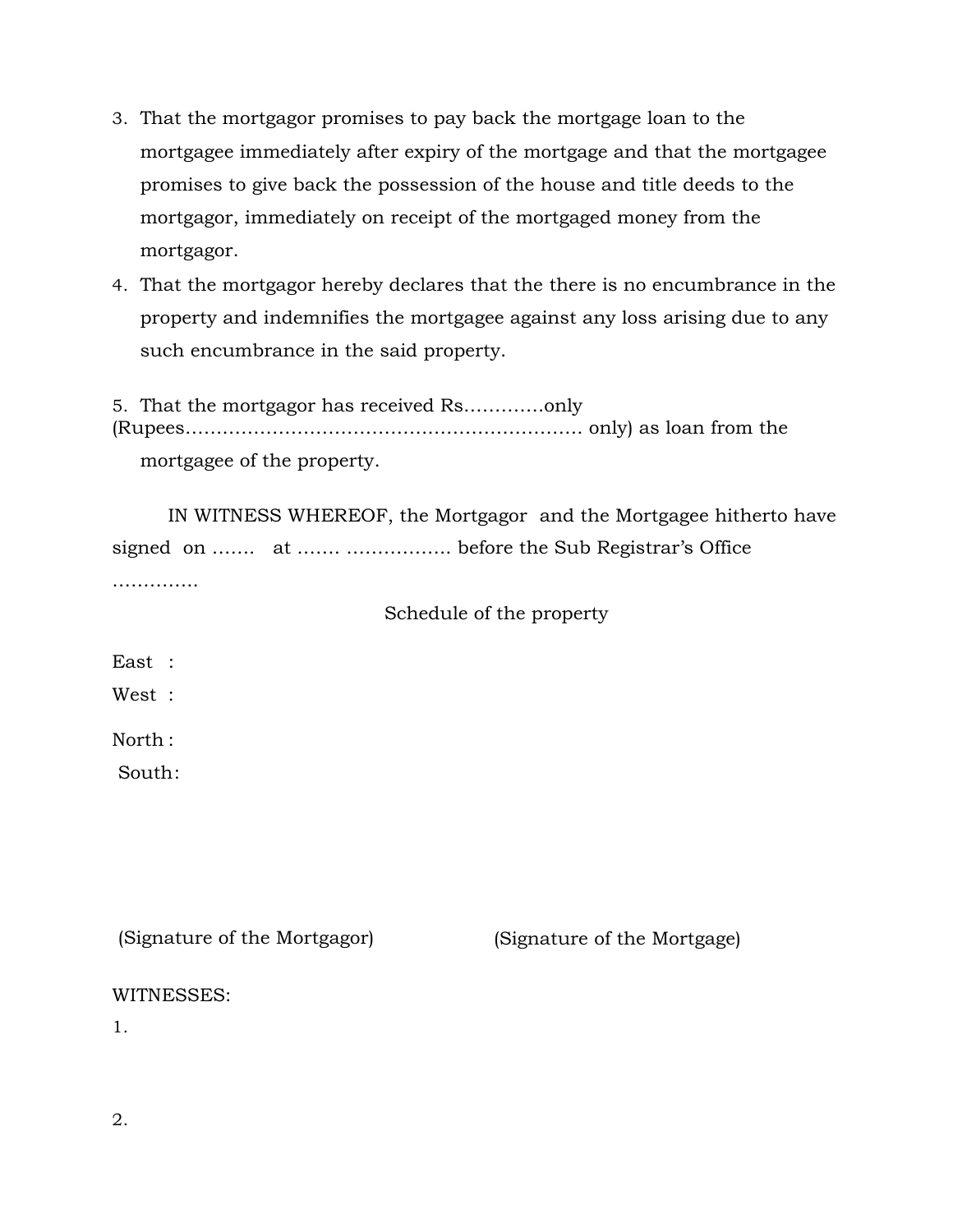3. That the mortgagor promises to pay back the mortgage loan to the mortgagee immediately after expiry of the mortgage and that the mortgagee promises to give back the possession of the house and title deeds to the mortgagor, immediately on receipt of the mortgaged money from the mortgagor.
4. That the mortgagor hereby declares that the there is no encumbrance in the property and indemnifies the mortgagee against any loss arising due to any such encumbrance in the said property.

5. That the mortgagor has received Rs………….only (Rupees……………………………………………………… only) as loan from the mortgagee of the property.

IN WITNESS WHEREOF, the Mortgagor and the Mortgagee hitherto have signed on ……. at ……. …………….. before the Sub Registrar's Office ………….

Schedule of the property

East :

West :

North :

South:

(Signature of the Mortgagor) (Signature of the Mortgage)

WITNESSES:

1.

2.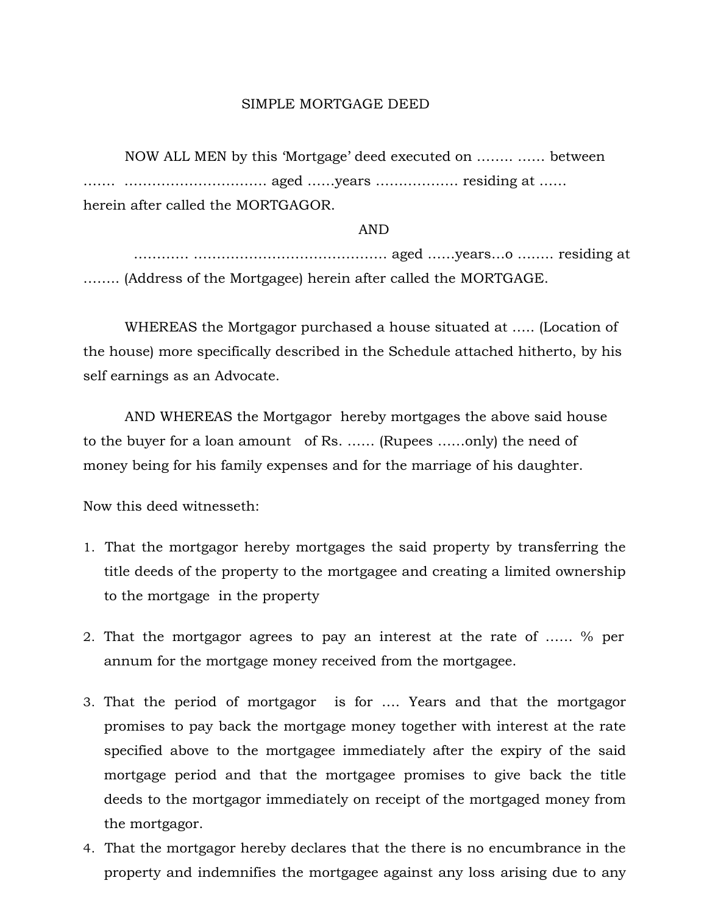# SIMPLE MORTGAGE DEED

NOW ALL MEN by this 'Mortgage' deed executed on …….. …… between ……. …………………………. aged ……years …………….. residing at …… herein after called the MORTGAGOR.

AND

………… ……………………………………. aged ……years…o …….. residing at …….. (Address of the Mortgagee) herein after called the MORTGAGE.

WHEREAS the Mortgagor purchased a house situated at ….. (Location of the house) more specifically described in the Schedule attached hitherto, by his self earnings as an Advocate.

AND WHEREAS the Mortgagor hereby mortgages the above said house to the buyer for a loan amount of Rs. …… (Rupees ……only) the need of money being for his family expenses and for the marriage of his daughter.

Now this deed witnesseth:

1. That the mortgagor hereby mortgages the said property by transferring the title deeds of the property to the mortgagee and creating a limited ownership to the mortgage in the property
2. That the mortgagor agrees to pay an interest at the rate of …… % per annum for the mortgage money received from the mortgagee.
3. That the period of mortgagor is for …. Years and that the mortgagor promises to pay back the mortgage money together with interest at the rate specified above to the mortgagee immediately after the expiry of the said mortgage period and that the mortgagee promises to give back the title deeds to the mortgagor immediately on receipt of the mortgaged money from the mortgagor.
4. That the mortgagor hereby declares that the there is no encumbrance in the property and indemnifies the mortgagee against any loss arising due to any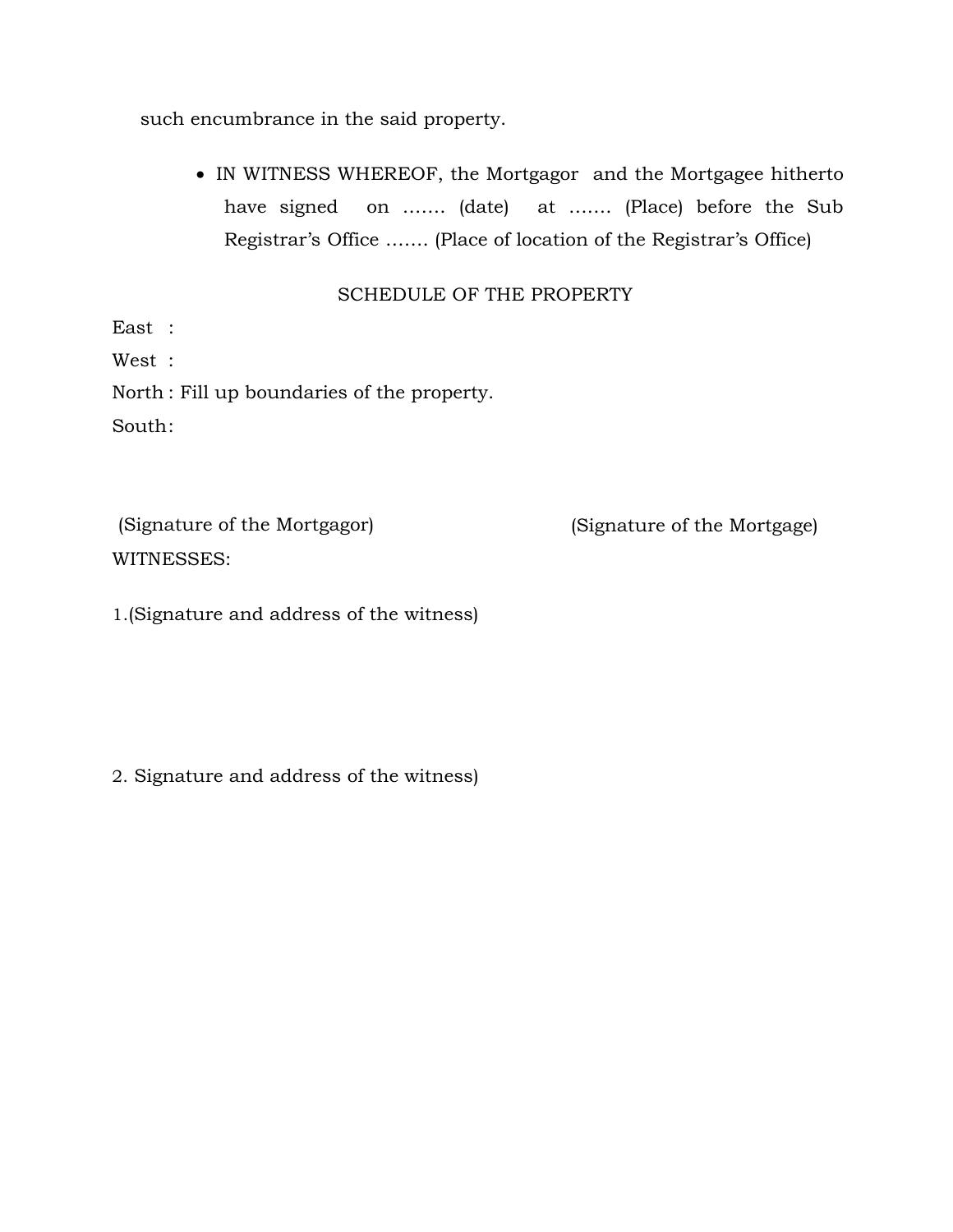such encumbrance in the said property.

- IN WITNESS WHEREOF, the Mortgagor and the Mortgagee hitherto have signed on ……. (date) at ……. (Place) before the Sub Registrar's Office ……. (Place of location of the Registrar's Office)

SCHEDULE OF THE PROPERTY

East :

West :

North : Fill up boundaries of the property.

South:

(Signature of the Mortgagor) (Signature of the Mortgage)

WITNESSES:

1.(Signature and address of the witness)

2. Signature and address of the witness)